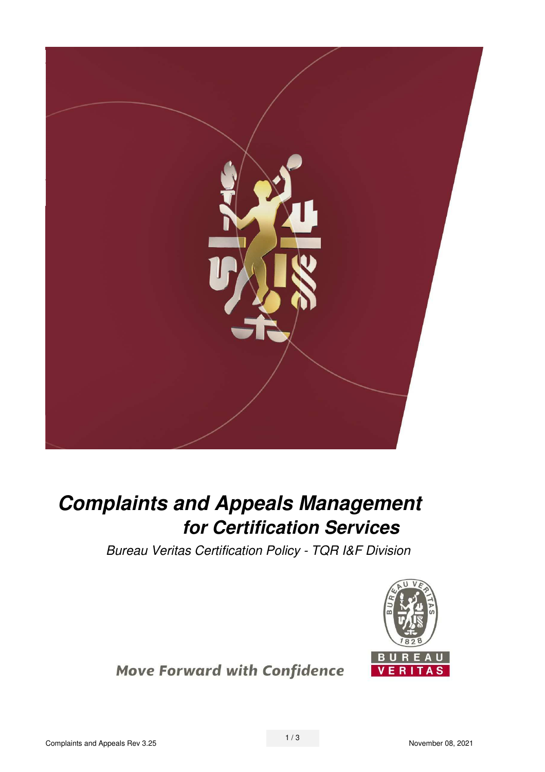# *Complaints and Appeals Management for Certification Services*

*Bureau Veritas Certification Policy - TQR I&F Division*

**Move Forward with Confidence**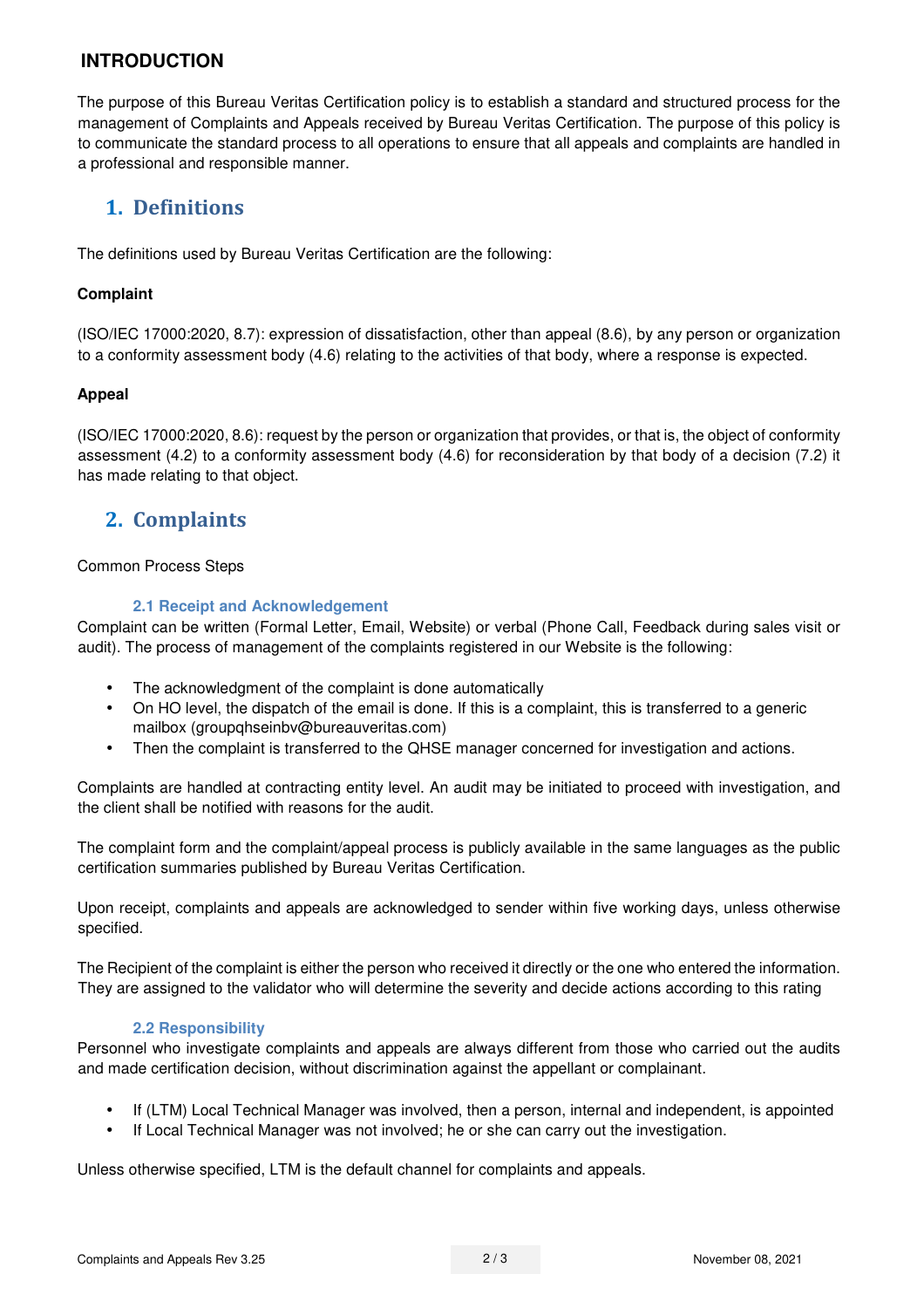## INTRODUCTION

The purpose of this Bureau Veritas Certification policy is to establish a standard and structured process for the management of Complaints and Appeals received by Bureau Veritas Certification. The purpose of this policy is to communicate the standard process to all operations to ensure that all appeals and complaints are handled in a professional and responsible manner.

# 1. Definitions

The definitions used by Bureau Veritas Certification are the following:

**Complaint**

(ISO/IEC 17000:2020, 8.7): expression of dissatisfaction, other than appeal (8.6), by any person or organization to a conformity assessment body (4.6) relating to the activities of that body, where a response is expected.

**Appeal**

(ISO/IEC 17000:2020, 8.6): request by the person or organization that provides, or that is, the object of conformity assessment (4.2) to a conformity assessment body (4.6) for reconsideration by that body of a decision (7.2) it has made relating to that object.

# 2. Complaints

Common Process Steps

### 2.1 Receipt and Acknowledgement

Complaint can be written (Formal Letter, Email, Website) or verbal (Phone Call, Feedback during sales visit or audit). The process of management of the complaints registered in our Website is the following:

- The acknowledgment of the complaint is done automatically
- On HO level, the dispatch of the email is done. If this is a complaint, this is transferred to a generic mailbox (groupqhseinbv@bureauveritas.com)
- Then the complaint is transferred to the QHSE manager concerned for investigation and actions.

Complaints are handled at contracting entity level. An audit may be initiated to proceed with investigation, and the client shall be notified with reasons for the audit.

The complaint form and the complaint/appeal process is publicly available in the same languages as the public certification summaries published by Bureau Veritas Certification.

Upon receipt, complaints and appeals are acknowledged to sender within five working days, unless otherwise specified.

The Recipient of the complaint is either the person who received it directly or the one who entered the information. They are assigned to the validator who will determine the severity and decide actions according to this rating

### 2.2 Responsibility

Personnel who investigate complaints and appeals are always different from those who carried out the audits and made certification decision, without discrimination against the appellant or complainant.

- If (LTM) Local Technical Manager was involved, then a person, internal and independent, is appointed
- If Local Technical Manager was not involved; he or she can carry out the investigation.

Unless otherwise specified, LTM is the default channel for complaints and appeals.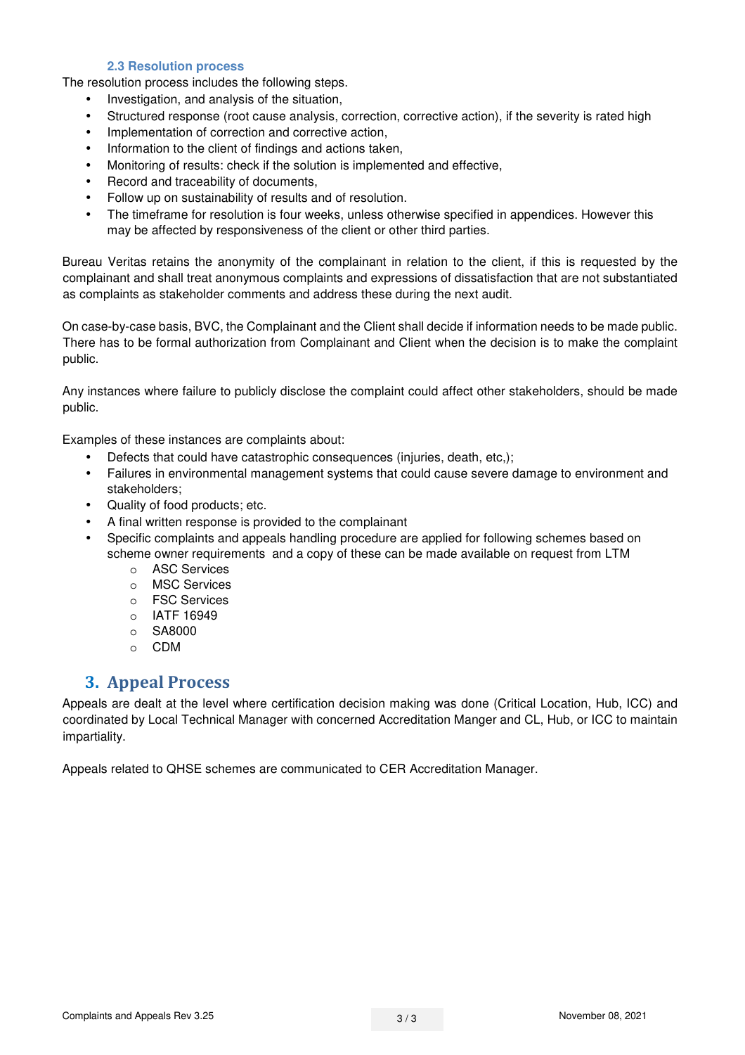### 2.3 Resolution process

The resolution process includes the following steps.

- Investigation, and analysis of the situation,
- Structured response (root cause analysis, correction, corrective action), if the severity is rated high
- Implementation of correction and corrective action,
- Information to the client of findings and actions taken,
- Monitoring of results: check if the solution is implemented and effective,
- Record and traceability of documents,
- Follow up on sustainability of results and of resolution.
- The timeframe for resolution is four weeks, unless otherwise specified in appendices. However this may be affected by responsiveness of the client or other third parties.

Bureau Veritas retains the anonymity of the complainant in relation to the client, if this is requested by the complainant and shall treat anonymous complaints and expressions of dissatisfaction that are not substantiated as complaints as stakeholder comments and address these during the next audit.

On case-by-case basis, BVC, the Complainant and the Client shall decide if information needs to be made public. There has to be formal authorization from Complainant and Client when the decision is to make the complaint public.

Any instances where failure to publicly disclose the complaint could affect other stakeholders, should be made public.

Examples of these instances are complaints about:

- Defects that could have catastrophic consequences (injuries, death, etc,);
- Failures in environmental management systems that could cause severe damage to environment and stakeholders;
- Quality of food products; etc.
- A final written response is provided to the complainant
- Specific complaints and appeals handling procedure are applied for following schemes based on scheme owner requirements and a copy of these can be made available on request from LTM
  - ASC Services
  - MSC Services
  - FSC Services
  - IATF 16949
  - SA8000
  - CDM

## 3. Appeal Process

Appeals are dealt at the level where certification decision making was done (Critical Location, Hub, ICC) and coordinated by Local Technical Manager with concerned Accreditation Manger and CL, Hub, or ICC to maintain impartiality.

Appeals related to QHSE schemes are communicated to CER Accreditation Manager.